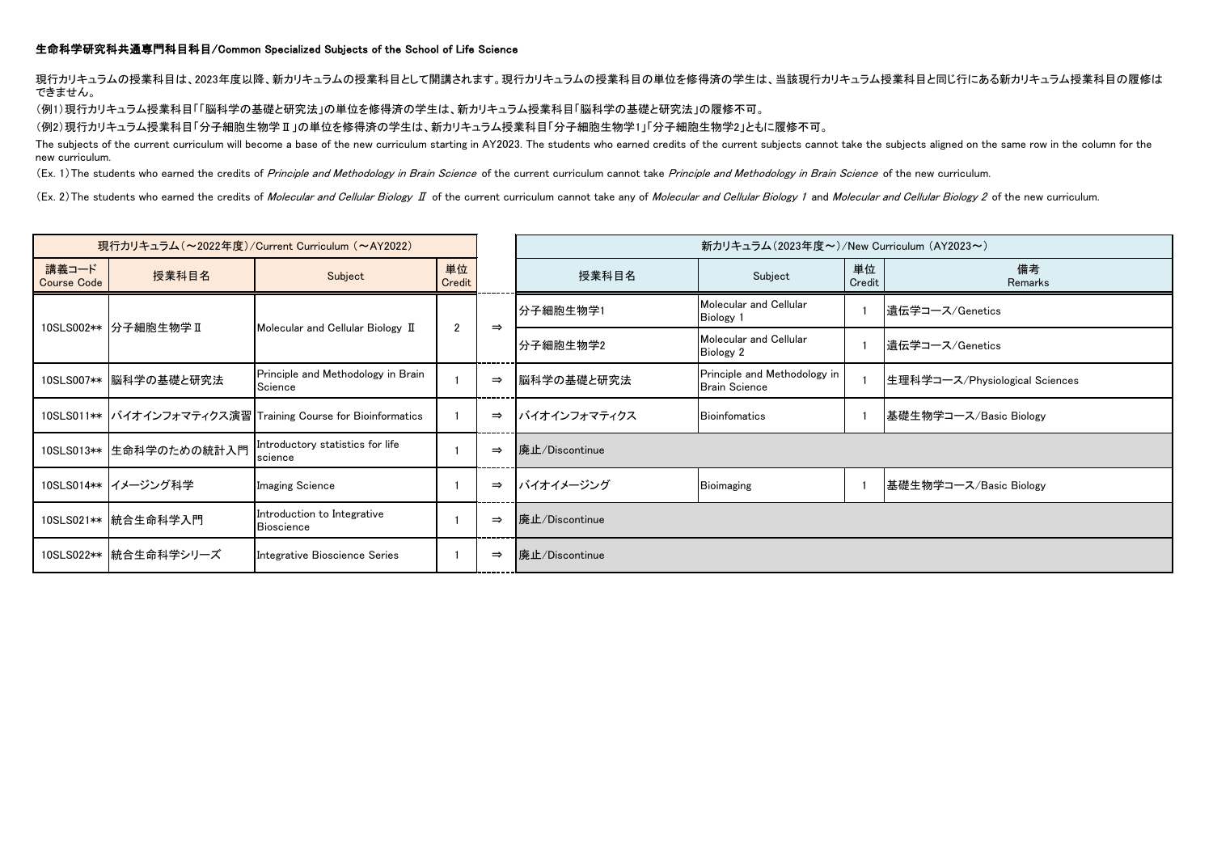**生命科学研究科共通専門科目科目/Common Specialized Subjects of the School of Life Science**

現行カリキュラムの授業科目は、2023年度以降、新カリキュラムの授業科目として開講されます。現行カリキュラムの授業科目の単位を修得済の学生は、当該現行カリキュラム授業科目と同じ行にある新カリキュラム授業科目の履修はできません。

（例1）現行カリキュラム授業科目「「脳科学の基礎と研究法」の単位を修得済の学生は、新カリキュラム授業科目「脳科学の基礎と研究法」の履修不可。

（例2）現行カリキュラム授業科目「分子細胞生物学Ⅱ」の単位を修得済の学生は、新カリキュラム授業科目「分子細胞生物学1」「分子細胞生物学2」ともに履修不可。

The subjects of the current curriculum will become a base of the new curriculum starting in AY2023. The students who earned credits of the current subjects cannot take the subjects aligned on the same row in the column for the new curriculum.

(Ex. 1) The students who earned the credits of *Principle and Methodology in Brain Science* of the current curriculum cannot take *Principle and Methodology in Brain Science* of the new curriculum.

(Ex. 2) The students who earned the credits of *Molecular and Cellular Biology Ⅱ* of the current curriculum cannot take any of *Molecular and Cellular Biology 1* and *Molecular and Cellular Biology 2* of the new curriculum.

| 現行カリキュラム（～2022年度）/Current Curriculum （～AY2022） | | | | | 新カリキュラム（2023年度～）/New Curriculum （AY2023～） | | | |
|---|---|---|---|---|---|---|---|---|
| 講義コード Course Code | 授業科目名 | Subject | 単位 Credit | | 授業科目名 | Subject | 単位 Credit | 備考 Remarks |
| 10SLS002** | 分子細胞生物学Ⅱ | Molecular and Cellular Biology Ⅱ | 2 | ⇒ | 分子細胞生物学1 | Molecular and Cellular Biology 1 | 1 | 遺伝学コース/Genetics |
| | | | | | 分子細胞生物学2 | Molecular and Cellular Biology 2 | 1 | 遺伝学コース/Genetics |
| 10SLS007** | 脳科学の基礎と研究法 | Principle and Methodology in Brain Science | 1 | ⇒ | 脳科学の基礎と研究法 | Principle and Methodology in Brain Science | 1 | 生理科学コース/Physiological Sciences |
| 10SLS011** | バイオインフォマティクス演習 | Training Course for Bioinformatics | 1 | ⇒ | バイオインフォマティクス | Bioinfomatics | 1 | 基礎生物学コース/Basic Biology |
| 10SLS013** | 生命科学のための統計入門 | Introductory statistics for life science | 1 | ⇒ | 廃止/Discontinue | | | |
| 10SLS014** | イメージング科学 | Imaging Science | 1 | ⇒ | バイオイメージング | Bioimaging | 1 | 基礎生物学コース/Basic Biology |
| 10SLS021** | 統合生命科学入門 | Introduction to Integrative Bioscience | 1 | ⇒ | 廃止/Discontinue | | | |
| 10SLS022** | 統合生命科学シリーズ | Integrative Bioscience Series | 1 | ⇒ | 廃止/Discontinue | | | |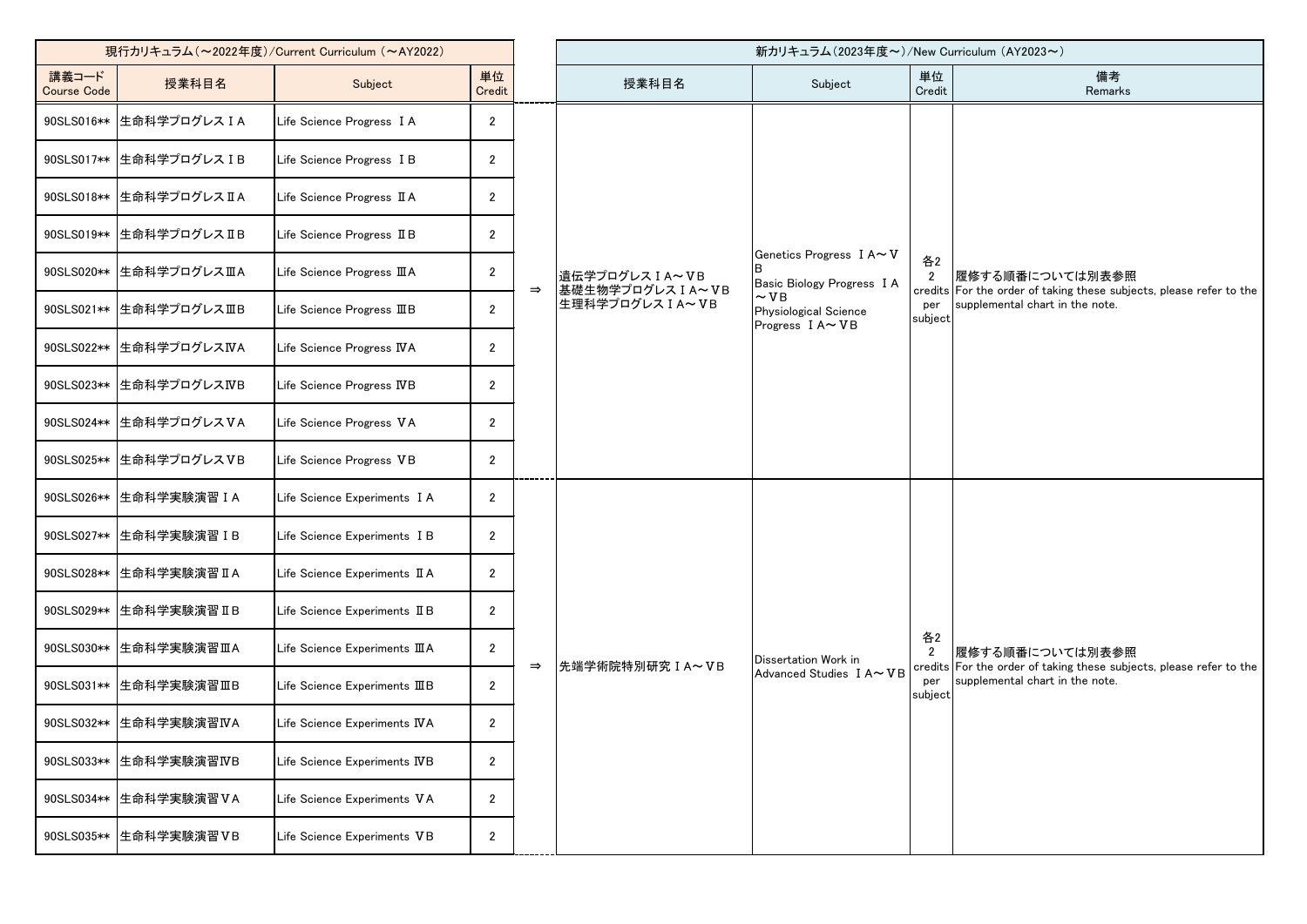| 現行カリキュラム（～2022年度）/Current Curriculum （～AY2022） | | | | | 新カリキュラム（2023年度～）/New Curriculum （AY2023～） | | | |
|---|---|---|---|---|---|---|---|---|
| 講義コード Course Code | 授業科目名 | Subject | 単位 Credit | | 授業科目名 | Subject | 単位 Credit | 備考 Remarks |
| 90SLS016** | 生命科学プログレスⅠA | Life Science Progress ⅠA | 2 | ⇒ | 遺伝学プログレスⅠA～ⅤB<br>基礎生物学プログレスⅠA～ⅤB<br>生理科学プログレスⅠA～ⅤB | Genetics Progress ⅠA～ⅤB<br>Basic Biology Progress ⅠA～ⅤB<br>Physiological Science Progress ⅠA～ⅤB | 各2<br>2 credits per subject | 履修する順番については別表参照<br>For the order of taking these subjects, please refer to the supplemental chart in the note. |
| 90SLS017** | 生命科学プログレスⅠB | Life Science Progress ⅠB | 2 | | | | | |
| 90SLS018** | 生命科学プログレスⅡA | Life Science Progress ⅡA | 2 | | | | | |
| 90SLS019** | 生命科学プログレスⅡB | Life Science Progress ⅡB | 2 | | | | | |
| 90SLS020** | 生命科学プログレスⅢA | Life Science Progress ⅢA | 2 | | | | | |
| 90SLS021** | 生命科学プログレスⅢB | Life Science Progress ⅢB | 2 | | | | | |
| 90SLS022** | 生命科学プログレスⅣA | Life Science Progress ⅣA | 2 | | | | | |
| 90SLS023** | 生命科学プログレスⅣB | Life Science Progress ⅣB | 2 | | | | | |
| 90SLS024** | 生命科学プログレスⅤA | Life Science Progress ⅤA | 2 | | | | | |
| 90SLS025** | 生命科学プログレスⅤB | Life Science Progress ⅤB | 2 | | | | | |
| 90SLS026** | 生命科学実験演習ⅠA | Life Science Experiments ⅠA | 2 | ⇒ | 先端学術院特別研究ⅠA～ⅤB | Dissertation Work in Advanced Studies ⅠA～ⅤB | 各2<br>2 credits per subject | 履修する順番については別表参照<br>For the order of taking these subjects, please refer to the supplemental chart in the note. |
| 90SLS027** | 生命科学実験演習ⅠB | Life Science Experiments ⅠB | 2 | | | | | |
| 90SLS028** | 生命科学実験演習ⅡA | Life Science Experiments ⅡA | 2 | | | | | |
| 90SLS029** | 生命科学実験演習ⅡB | Life Science Experiments ⅡB | 2 | | | | | |
| 90SLS030** | 生命科学実験演習ⅢA | Life Science Experiments ⅢA | 2 | | | | | |
| 90SLS031** | 生命科学実験演習ⅢB | Life Science Experiments ⅢB | 2 | | | | | |
| 90SLS032** | 生命科学実験演習ⅣA | Life Science Experiments ⅣA | 2 | | | | | |
| 90SLS033** | 生命科学実験演習ⅣB | Life Science Experiments ⅣB | 2 | | | | | |
| 90SLS034** | 生命科学実験演習ⅤA | Life Science Experiments ⅤA | 2 | | | | | |
| 90SLS035** | 生命科学実験演習ⅤB | Life Science Experiments ⅤB | 2 | | | | | |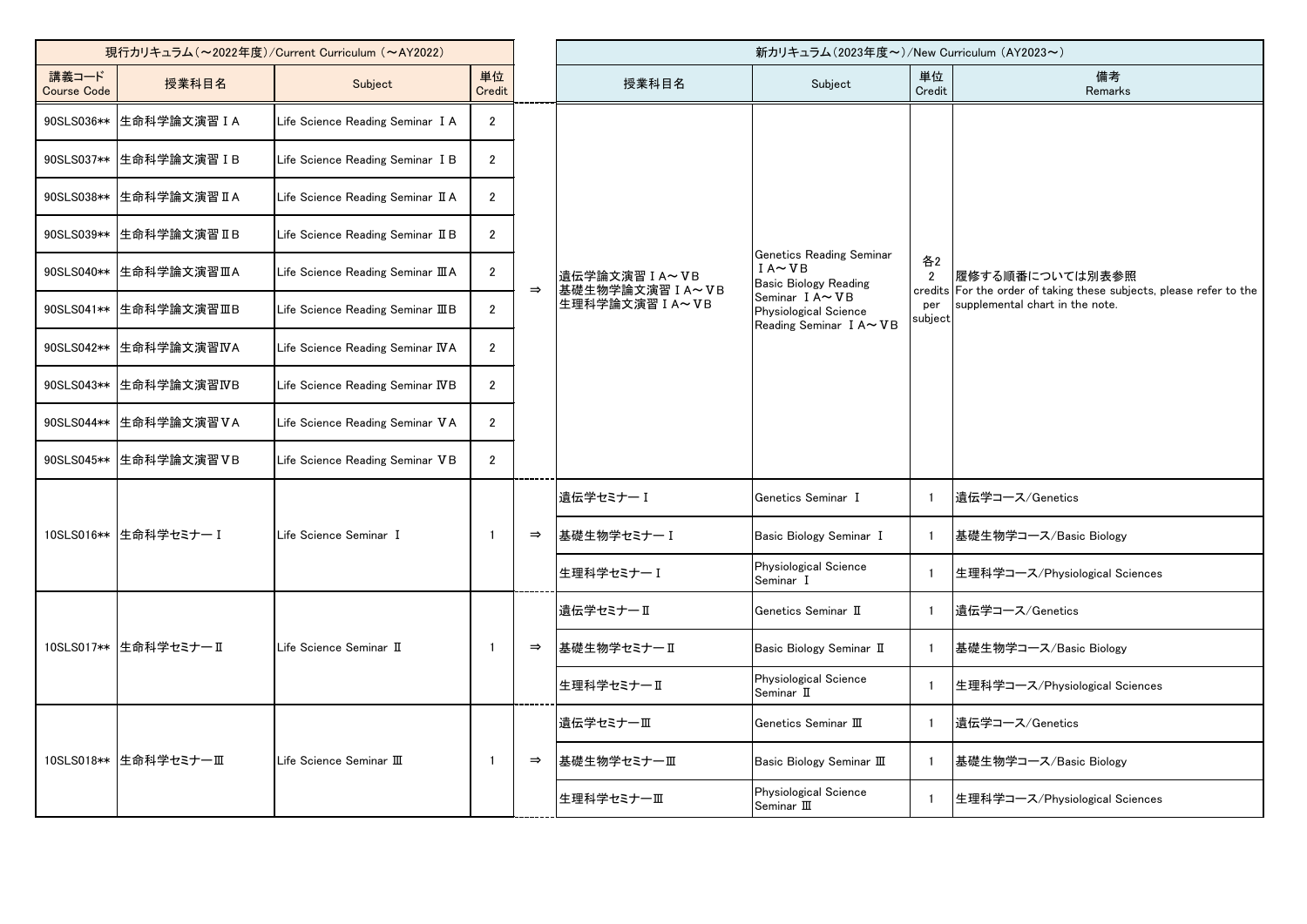| 現行カリキュラム（～2022年度）/Current Curriculum（～AY2022） | | | | | 新カリキュラム（2023年度～）/New Curriculum（AY2023～） | | | |
|---|---|---|---|---|---|---|---|---|
| 講義コード Course Code | 授業科目名 | Subject | 単位 Credit | | 授業科目名 | Subject | 単位 Credit | 備考 Remarks |
| 90SLS036** | 生命科学論文演習ⅠA | Life Science Reading Seminar ⅠA | 2 | ⇒ | 遺伝学論文演習ⅠA～ⅤB<br>基礎生物学論文演習ⅠA～ⅤB<br>生理科学論文演習ⅠA～ⅤB | Genetics Reading Seminar ⅠA～ⅤB<br>Basic Biology Reading Seminar ⅠA～ⅤB<br>Physiological Science Reading Seminar ⅠA～ⅤB | 各2<br>2 credits per subject | 履修する順番については別表参照<br>For the order of taking these subjects, please refer to the supplemental chart in the note. |
| 90SLS037** | 生命科学論文演習ⅠB | Life Science Reading Seminar ⅠB | 2 | | | | | |
| 90SLS038** | 生命科学論文演習ⅡA | Life Science Reading Seminar ⅡA | 2 | | | | | |
| 90SLS039** | 生命科学論文演習ⅡB | Life Science Reading Seminar ⅡB | 2 | | | | | |
| 90SLS040** | 生命科学論文演習ⅢA | Life Science Reading Seminar ⅢA | 2 | | | | | |
| 90SLS041** | 生命科学論文演習ⅢB | Life Science Reading Seminar ⅢB | 2 | | | | | |
| 90SLS042** | 生命科学論文演習ⅣA | Life Science Reading Seminar ⅣA | 2 | | | | | |
| 90SLS043** | 生命科学論文演習ⅣB | Life Science Reading Seminar ⅣB | 2 | | | | | |
| 90SLS044** | 生命科学論文演習ⅤA | Life Science Reading Seminar ⅤA | 2 | | | | | |
| 90SLS045** | 生命科学論文演習ⅤB | Life Science Reading Seminar ⅤB | 2 | | | | | |
| 10SLS016** | 生命科学セミナーⅠ | Life Science Seminar Ⅰ | 1 | ⇒ | 遺伝学セミナーⅠ | Genetics Seminar Ⅰ | 1 | 遺伝学コース/Genetics |
| | | | | | 基礎生物学セミナーⅠ | Basic Biology Seminar Ⅰ | 1 | 基礎生物学コース/Basic Biology |
| | | | | | 生理科学セミナーⅠ | Physiological Science Seminar Ⅰ | 1 | 生理科学コース/Physiological Sciences |
| 10SLS017** | 生命科学セミナーⅡ | Life Science Seminar Ⅱ | 1 | ⇒ | 遺伝学セミナーⅡ | Genetics Seminar Ⅱ | 1 | 遺伝学コース/Genetics |
| | | | | | 基礎生物学セミナーⅡ | Basic Biology Seminar Ⅱ | 1 | 基礎生物学コース/Basic Biology |
| | | | | | 生理科学セミナーⅡ | Physiological Science Seminar Ⅱ | 1 | 生理科学コース/Physiological Sciences |
| 10SLS018** | 生命科学セミナーⅢ | Life Science Seminar Ⅲ | 1 | ⇒ | 遺伝学セミナーⅢ | Genetics Seminar Ⅲ | 1 | 遺伝学コース/Genetics |
| | | | | | 基礎生物学セミナーⅢ | Basic Biology Seminar Ⅲ | 1 | 基礎生物学コース/Basic Biology |
| | | | | | 生理科学セミナーⅢ | Physiological Science Seminar Ⅲ | 1 | 生理科学コース/Physiological Sciences |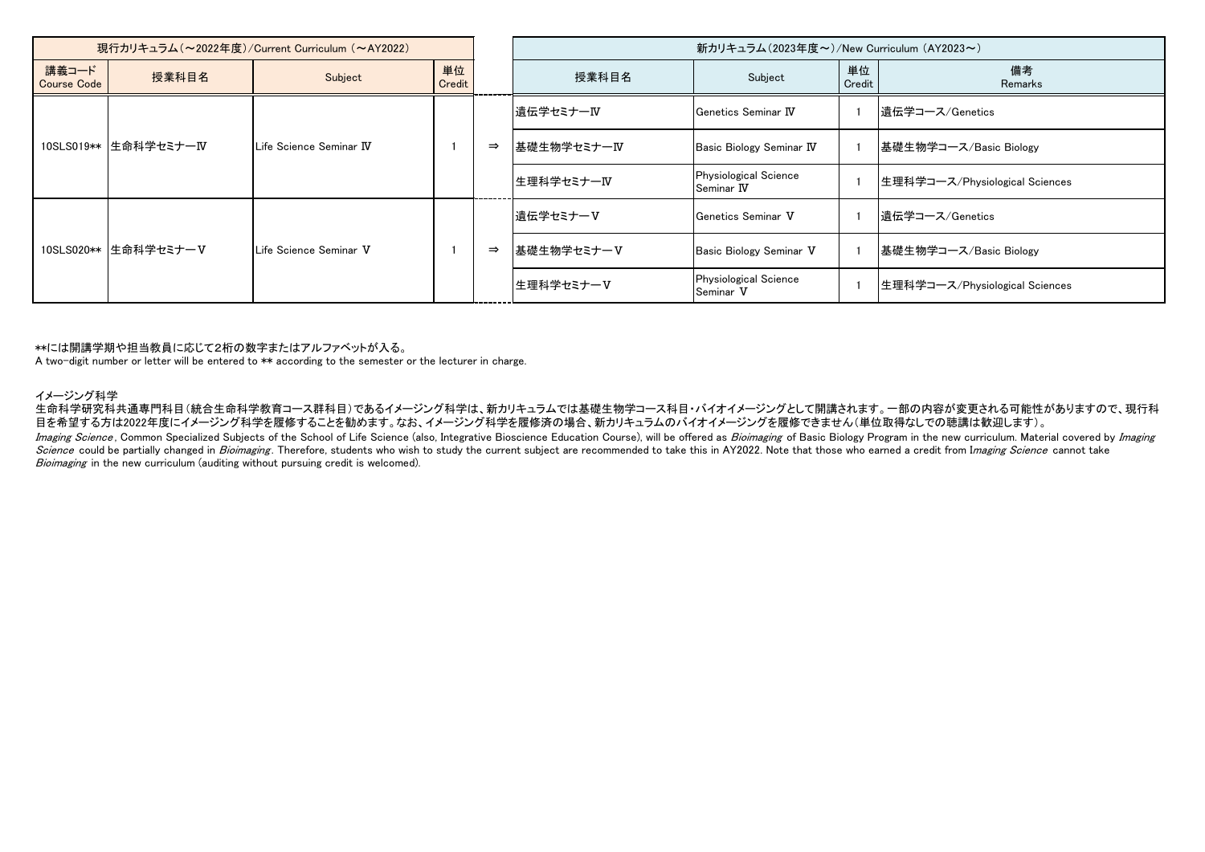| 現行カリキュラム（～2022年度）/Current Curriculum（～AY2022） | | | | | 新カリキュラム（2023年度～）/New Curriculum（AY2023～） | | | |
|---|---|---|---|---|---|---|---|---|
| 講義コード Course Code | 授業科目名 | Subject | 単位 Credit | | 授業科目名 | Subject | 単位 Credit | 備考 Remarks |
| 10SLS019** | 生命科学セミナーⅣ | Life Science Seminar Ⅳ | 1 | ⇒ | 遺伝学セミナーⅣ | Genetics Seminar Ⅳ | 1 | 遺伝学コース/Genetics |
| | | | | | 基礎生物学セミナーⅣ | Basic Biology Seminar Ⅳ | 1 | 基礎生物学コース/Basic Biology |
| | | | | | 生理科学セミナーⅣ | Physiological Science Seminar Ⅳ | 1 | 生理科学コース/Physiological Sciences |
| 10SLS020** | 生命科学セミナーⅤ | Life Science Seminar Ⅴ | 1 | ⇒ | 遺伝学セミナーⅤ | Genetics Seminar Ⅴ | 1 | 遺伝学コース/Genetics |
| | | | | | 基礎生物学セミナーⅤ | Basic Biology Seminar Ⅴ | 1 | 基礎生物学コース/Basic Biology |
| | | | | | 生理科学セミナーⅤ | Physiological Science Seminar Ⅴ | 1 | 生理科学コース/Physiological Sciences |

**には開講学期や担当教員に応じて2桁の数字またはアルファベットが入る。
A two-digit number or letter will be entered to ** according to the semester or the lecturer in charge.

イメージング科学
生命科学研究科共通専門科目（統合生命科学教育コース群科目）であるイメージング科学は、新カリキュラムでは基礎生物学コース科目・バイオイメージングとして開講されます。一部の内容が変更される可能性がありますので、現行科目を希望する方は2022年度にイメージング科学を履修することを勧めます。なお、イメージング科学を履修済の場合、新カリキュラムのバイオイメージングを履修できません（単位取得なしでの聴講は歓迎します）。

*Imaging Science*, Common Specialized Subjects of the School of Life Science (also, Integrative Bioscience Education Course), will be offered as *Bioimaging* of Basic Biology Program in the new curriculum. Material covered by *Imaging Science* could be partially changed in *Bioimaging*. Therefore, students who wish to study the current subject are recommended to take this in AY2022. Note that those who earned a credit from *Imaging Science* cannot take *Bioimaging* in the new curriculum (auditing without pursuing credit is welcomed).